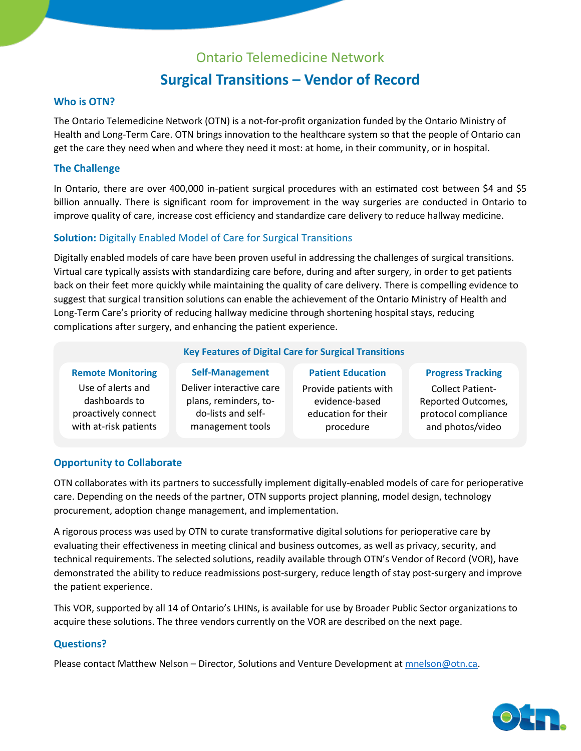# Ontario Telemedicine Network

## Surgical Transitions – Vendor of Record

### Who is OTN?

The Ontario Telemedicine Network (OTN) is a not-for-profit organization funded by the Ontario Ministry of Health and Long-Term Care. OTN brings innovation to the healthcare system so that the people of Ontario can get the care they need when and where they need it most: at home, in their community, or in hospital.

### The Challenge

In Ontario, there are over 400,000 in-patient surgical procedures with an estimated cost between $4 and $5 billion annually. There is significant room for improvement in the way surgeries are conducted in Ontario to improve quality of care, increase cost efficiency and standardize care delivery to reduce hallway medicine.

### **Solution:** Digitally Enabled Model of Care for Surgical Transitions

Digitally enabled models of care have been proven useful in addressing the challenges of surgical transitions. Virtual care typically assists with standardizing care before, during and after surgery, in order to get patients back on their feet more quickly while maintaining the quality of care delivery. There is compelling evidence to suggest that surgical transition solutions can enable the achievement of the Ontario Ministry of Health and Long-Term Care's priority of reducing hallway medicine through shortening hospital stays, reducing complications after surgery, and enhancing the patient experience.

**Key Features of Digital Care for Surgical Transitions**

| Remote Monitoring | Self-Management | Patient Education | Progress Tracking |
|---|---|---|---|
| Use of alerts and dashboards to proactively connect with at-risk patients | Deliver interactive care plans, reminders, to-do-lists and self-management tools | Provide patients with evidence-based education for their procedure | Collect Patient-Reported Outcomes, protocol compliance and photos/video |

### Opportunity to Collaborate

OTN collaborates with its partners to successfully implement digitally-enabled models of care for perioperative care. Depending on the needs of the partner, OTN supports project planning, model design, technology procurement, adoption change management, and implementation.

A rigorous process was used by OTN to curate transformative digital solutions for perioperative care by evaluating their effectiveness in meeting clinical and business outcomes, as well as privacy, security, and technical requirements. The selected solutions, readily available through OTN's Vendor of Record (VOR), have demonstrated the ability to reduce readmissions post-surgery, reduce length of stay post-surgery and improve the patient experience.

This VOR, supported by all 14 of Ontario's LHINs, is available for use by Broader Public Sector organizations to acquire these solutions. The three vendors currently on the VOR are described on the next page.

### Questions?

Please contact Matthew Nelson – Director, Solutions and Venture Development at mnelson@otn.ca.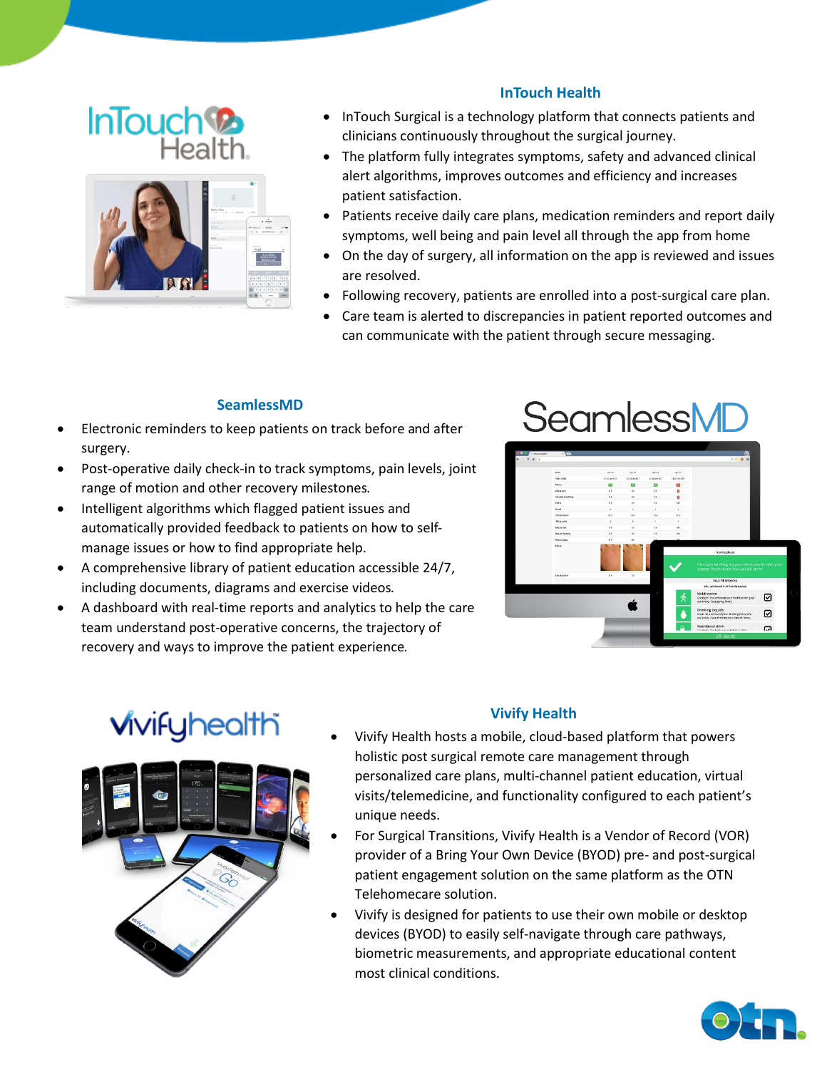## InTouch Health

- InTouch Surgical is a technology platform that connects patients and clinicians continuously throughout the surgical journey.
- The platform fully integrates symptoms, safety and advanced clinical alert algorithms, improves outcomes and efficiency and increases patient satisfaction.
- Patients receive daily care plans, medication reminders and report daily symptoms, well being and pain level all through the app from home
- On the day of surgery, all information on the app is reviewed and issues are resolved.
- Following recovery, patients are enrolled into a post-surgical care plan.
- Care team is alerted to discrepancies in patient reported outcomes and can communicate with the patient through secure messaging.

## SeamlessMD

- Electronic reminders to keep patients on track before and after surgery.
- Post-operative daily check-in to track symptoms, pain levels, joint range of motion and other recovery milestones.
- Intelligent algorithms which flagged patient issues and automatically provided feedback to patients on how to self-manage issues or how to find appropriate help.
- A comprehensive library of patient education accessible 24/7, including documents, diagrams and exercise videos.
- A dashboard with real-time reports and analytics to help the care team understand post-operative concerns, the trajectory of recovery and ways to improve the patient experience.

## Vivify Health

- Vivify Health hosts a mobile, cloud-based platform that powers holistic post surgical remote care management through personalized care plans, multi-channel patient education, virtual visits/telemedicine, and functionality configured to each patient's unique needs.
- For Surgical Transitions, Vivify Health is a Vendor of Record (VOR) provider of a Bring Your Own Device (BYOD) pre- and post-surgical patient engagement solution on the same platform as the OTN Telehomecare solution.
- Vivify is designed for patients to use their own mobile or desktop devices (BYOD) to easily self-navigate through care pathways, biometric measurements, and appropriate educational content most clinical conditions.